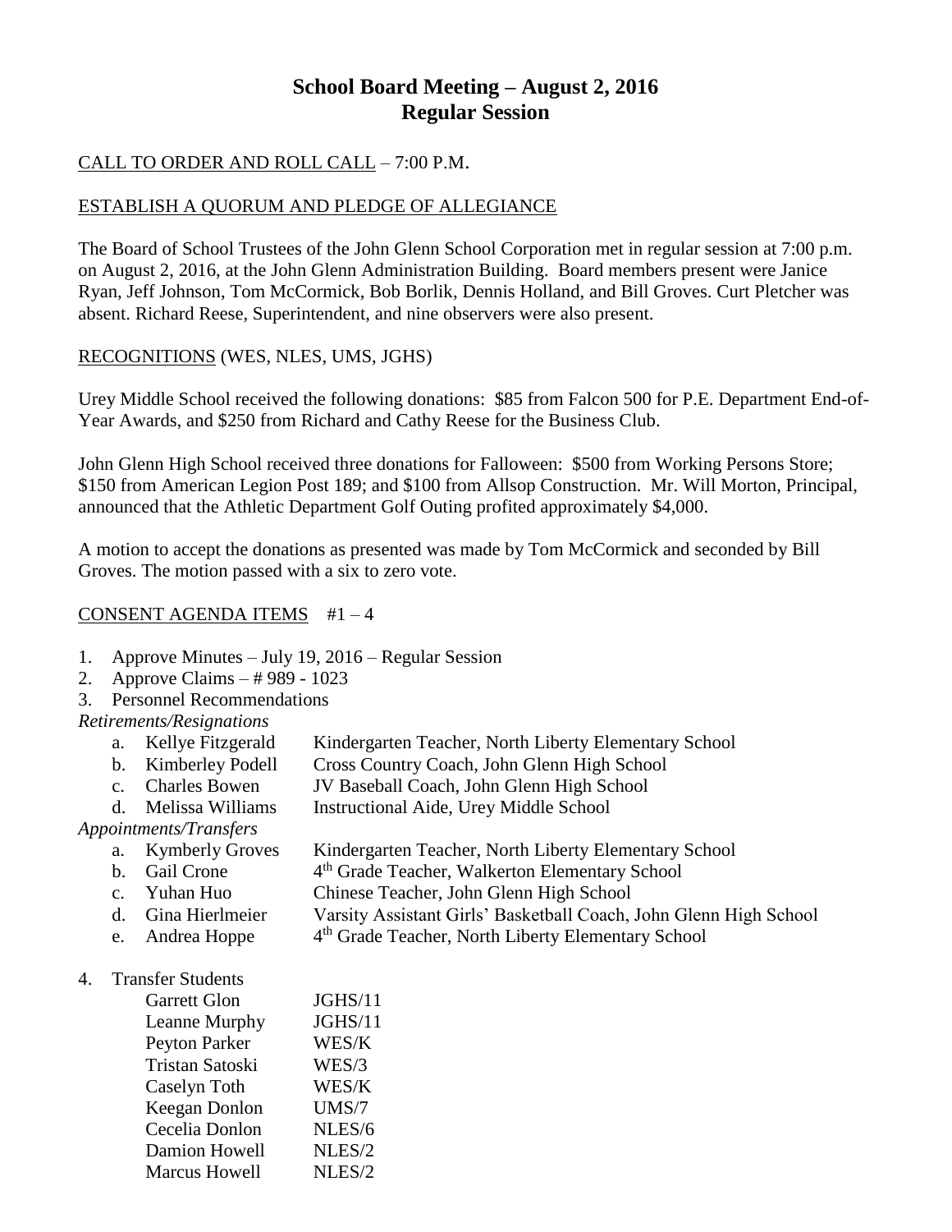# School Board Meeting – August 2, 2016
## Regular Session

CALL TO ORDER AND ROLL CALL – 7:00 P.M.

ESTABLISH A QUORUM AND PLEDGE OF ALLEGIANCE

The Board of School Trustees of the John Glenn School Corporation met in regular session at 7:00 p.m. on August 2, 2016, at the John Glenn Administration Building. Board members present were Janice Ryan, Jeff Johnson, Tom McCormick, Bob Borlik, Dennis Holland, and Bill Groves. Curt Pletcher was absent. Richard Reese, Superintendent, and nine observers were also present.

RECOGNITIONS (WES, NLES, UMS, JGHS)

Urey Middle School received the following donations: $85 from Falcon 500 for P.E. Department End-of-Year Awards, and $250 from Richard and Cathy Reese for the Business Club.

John Glenn High School received three donations for Falloween: $500 from Working Persons Store; $150 from American Legion Post 189; and $100 from Allsop Construction. Mr. Will Morton, Principal, announced that the Athletic Department Golf Outing profited approximately $4,000.

A motion to accept the donations as presented was made by Tom McCormick and seconded by Bill Groves. The motion passed with a six to zero vote.

CONSENT AGENDA ITEMS #1 – 4

1. Approve Minutes – July 19, 2016 – Regular Session
2. Approve Claims – # 989 - 1023
3. Personnel Recommendations

*Retirements/Resignations*

a. Kellye Fitzgerald — Kindergarten Teacher, North Liberty Elementary School
b. Kimberley Podell — Cross Country Coach, John Glenn High School
c. Charles Bowen — JV Baseball Coach, John Glenn High School
d. Melissa Williams — Instructional Aide, Urey Middle School

*Appointments/Transfers*

a. Kymberly Groves — Kindergarten Teacher, North Liberty Elementary School
b. Gail Crone — 4th Grade Teacher, Walkerton Elementary School
c. Yuhan Huo — Chinese Teacher, John Glenn High School
d. Gina Hierlmeier — Varsity Assistant Girls' Basketball Coach, John Glenn High School
e. Andrea Hoppe — 4th Grade Teacher, North Liberty Elementary School

4. Transfer Students

| | |
|---|---|
| Garrett Glon | JGHS/11 |
| Leanne Murphy | JGHS/11 |
| Peyton Parker | WES/K |
| Tristan Satoski | WES/3 |
| Caselyn Toth | WES/K |
| Keegan Donlon | UMS/7 |
| Cecelia Donlon | NLES/6 |
| Damion Howell | NLES/2 |
| Marcus Howell | NLES/2 |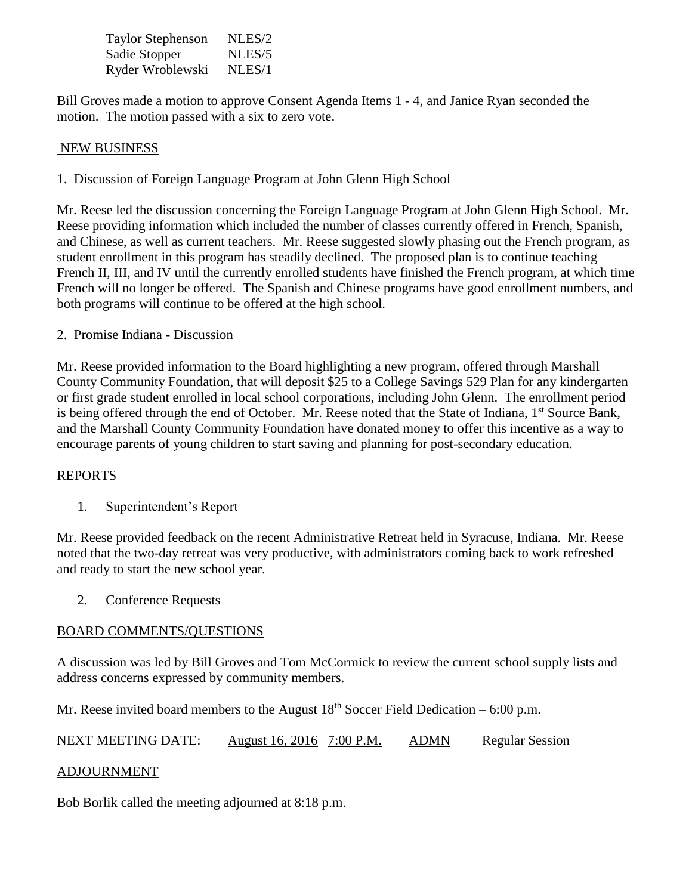| | |
|---|---|
| Taylor Stephenson | NLES/2 |
| Sadie Stopper | NLES/5 |
| Ryder Wroblewski | NLES/1 |

Bill Groves made a motion to approve Consent Agenda Items 1 - 4, and Janice Ryan seconded the motion. The motion passed with a six to zero vote.

## NEW BUSINESS

1. Discussion of Foreign Language Program at John Glenn High School

Mr. Reese led the discussion concerning the Foreign Language Program at John Glenn High School. Mr. Reese providing information which included the number of classes currently offered in French, Spanish, and Chinese, as well as current teachers. Mr. Reese suggested slowly phasing out the French program, as student enrollment in this program has steadily declined. The proposed plan is to continue teaching French II, III, and IV until the currently enrolled students have finished the French program, at which time French will no longer be offered. The Spanish and Chinese programs have good enrollment numbers, and both programs will continue to be offered at the high school.

2. Promise Indiana - Discussion

Mr. Reese provided information to the Board highlighting a new program, offered through Marshall County Community Foundation, that will deposit $25 to a College Savings 529 Plan for any kindergarten or first grade student enrolled in local school corporations, including John Glenn. The enrollment period is being offered through the end of October. Mr. Reese noted that the State of Indiana, 1st Source Bank, and the Marshall County Community Foundation have donated money to offer this incentive as a way to encourage parents of young children to start saving and planning for post-secondary education.

## REPORTS

1. Superintendent's Report

Mr. Reese provided feedback on the recent Administrative Retreat held in Syracuse, Indiana. Mr. Reese noted that the two-day retreat was very productive, with administrators coming back to work refreshed and ready to start the new school year.

2. Conference Requests

## BOARD COMMENTS/QUESTIONS

A discussion was led by Bill Groves and Tom McCormick to review the current school supply lists and address concerns expressed by community members.

Mr. Reese invited board members to the August 18th Soccer Field Dedication – 6:00 p.m.

NEXT MEETING DATE: August 16, 2016 7:00 P.M. ADMN Regular Session

## ADJOURNMENT

Bob Borlik called the meeting adjourned at 8:18 p.m.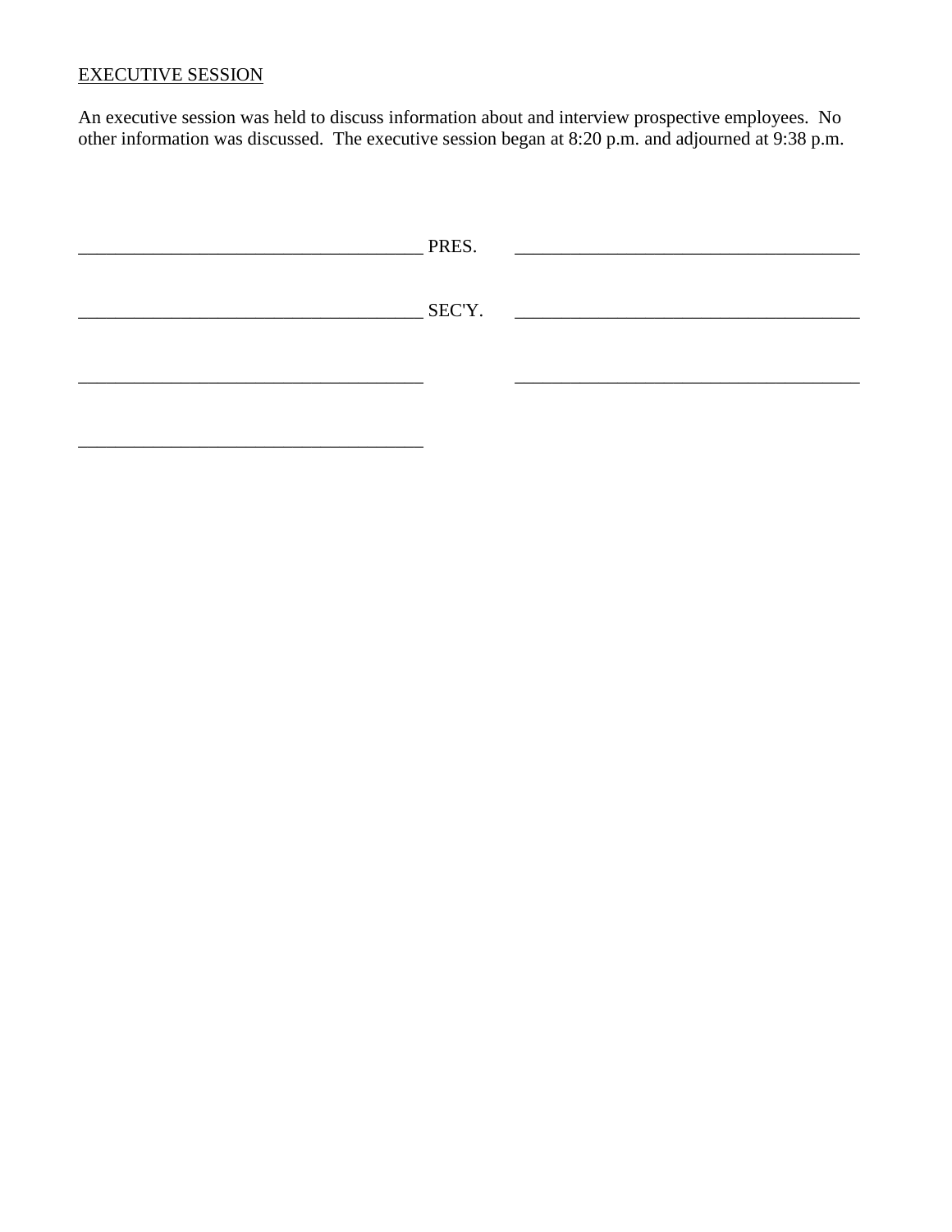<u>EXECUTIVE SESSION</u>

An executive session was held to discuss information about and interview prospective employees. No other information was discussed. The executive session began at 8:20 p.m. and adjourned at 9:38 p.m.

______________________________________ PRES. ______________________________________

______________________________________ SEC'Y. ______________________________________

______________________________________ ______________________________________

______________________________________